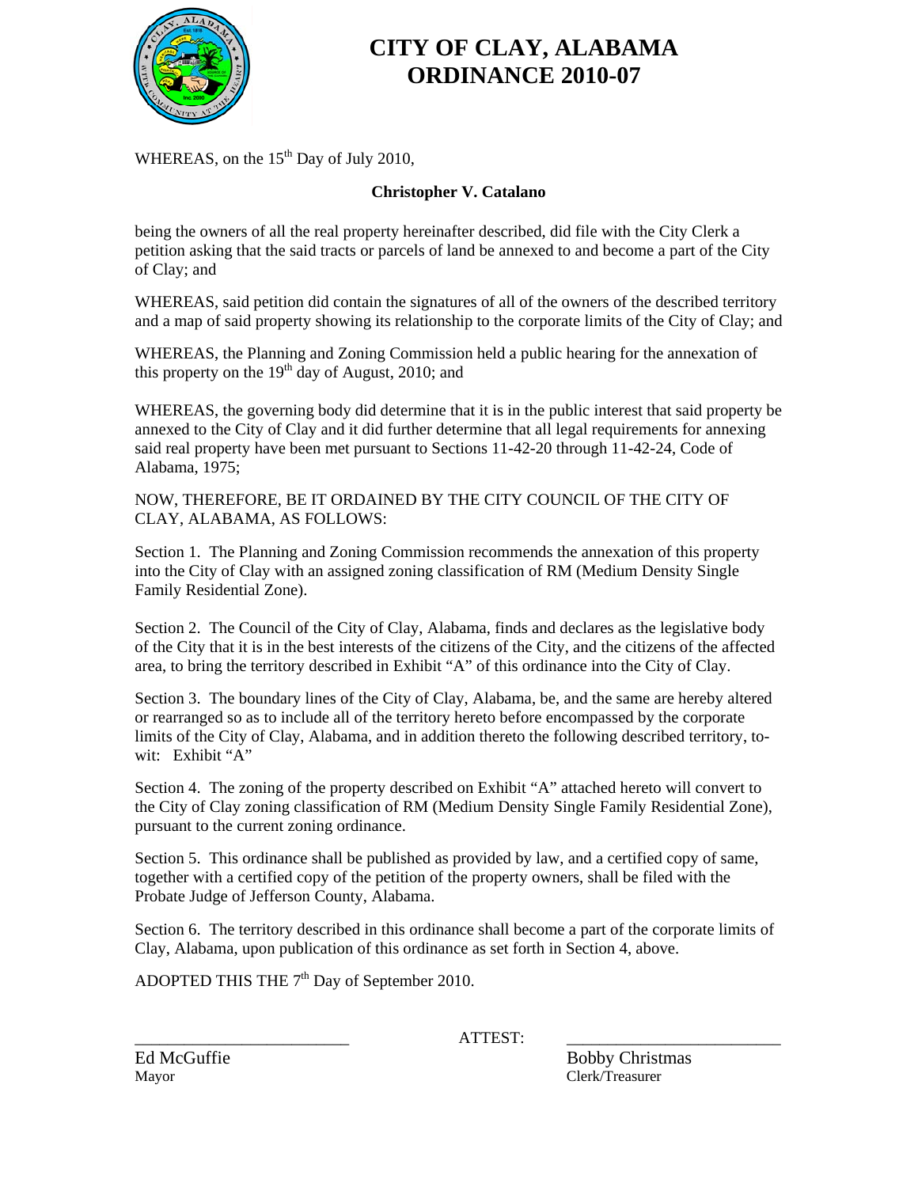# CITY OF CLAY, ALABAMA
# ORDINANCE 2010-07

WHEREAS, on the 15th Day of July 2010,

**Christopher V. Catalano**

being the owners of all the real property hereinafter described, did file with the City Clerk a petition asking that the said tracts or parcels of land be annexed to and become a part of the City of Clay; and

WHEREAS, said petition did contain the signatures of all of the owners of the described territory and a map of said property showing its relationship to the corporate limits of the City of Clay; and

WHEREAS, the Planning and Zoning Commission held a public hearing for the annexation of this property on the 19th day of August, 2010; and

WHEREAS, the governing body did determine that it is in the public interest that said property be annexed to the City of Clay and it did further determine that all legal requirements for annexing said real property have been met pursuant to Sections 11-42-20 through 11-42-24, Code of Alabama, 1975;

NOW, THEREFORE, BE IT ORDAINED BY THE CITY COUNCIL OF THE CITY OF CLAY, ALABAMA, AS FOLLOWS:

Section 1. The Planning and Zoning Commission recommends the annexation of this property into the City of Clay with an assigned zoning classification of RM (Medium Density Single Family Residential Zone).

Section 2. The Council of the City of Clay, Alabama, finds and declares as the legislative body of the City that it is in the best interests of the citizens of the City, and the citizens of the affected area, to bring the territory described in Exhibit "A" of this ordinance into the City of Clay.

Section 3. The boundary lines of the City of Clay, Alabama, be, and the same are hereby altered or rearranged so as to include all of the territory hereto before encompassed by the corporate limits of the City of Clay, Alabama, and in addition thereto the following described territory, to-wit: Exhibit "A"

Section 4. The zoning of the property described on Exhibit "A" attached hereto will convert to the City of Clay zoning classification of RM (Medium Density Single Family Residential Zone), pursuant to the current zoning ordinance.

Section 5. This ordinance shall be published as provided by law, and a certified copy of same, together with a certified copy of the petition of the property owners, shall be filed with the Probate Judge of Jefferson County, Alabama.

Section 6. The territory described in this ordinance shall become a part of the corporate limits of Clay, Alabama, upon publication of this ordinance as set forth in Section 4, above.

ADOPTED THIS THE 7th Day of September 2010.

_________________________ ATTEST: _________________________

Ed McGuffie
Mayor

Bobby Christmas
Clerk/Treasurer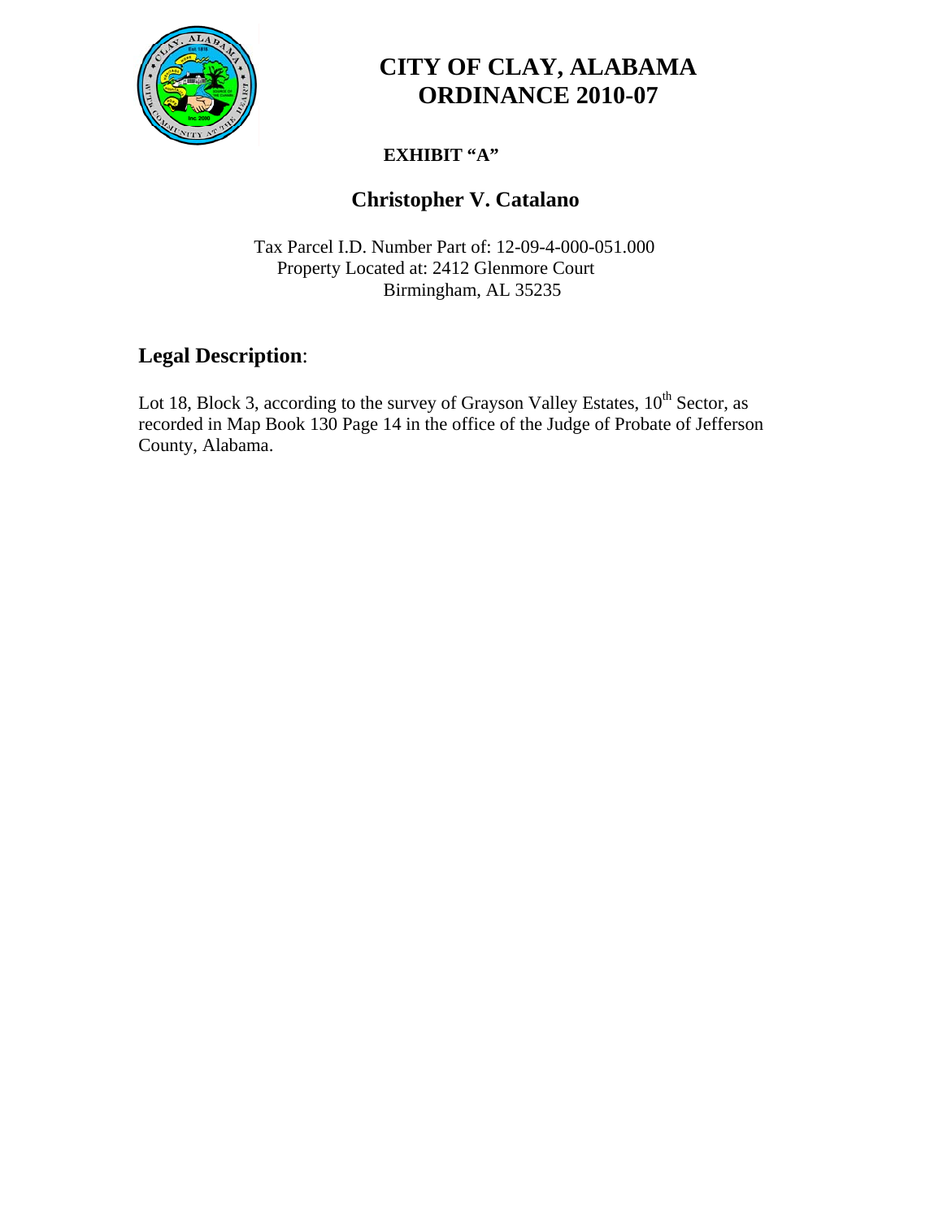# CITY OF CLAY, ALABAMA
# ORDINANCE 2010-07

**EXHIBIT "A"**

## Christopher V. Catalano

Tax Parcel I.D. Number Part of: 12-09-4-000-051.000
Property Located at: 2412 Glenmore Court
Birmingham, AL 35235

## Legal Description:

Lot 18, Block 3, according to the survey of Grayson Valley Estates, $10^{th}$ Sector, as recorded in Map Book 130 Page 14 in the office of the Judge of Probate of Jefferson County, Alabama.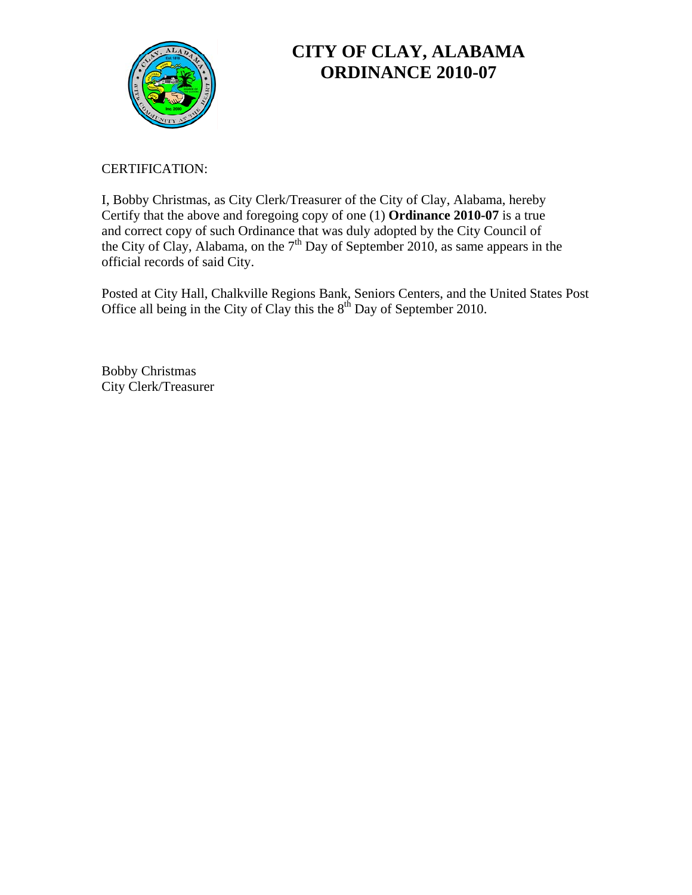# CITY OF CLAY, ALABAMA
# ORDINANCE 2010-07

CERTIFICATION:

I, Bobby Christmas, as City Clerk/Treasurer of the City of Clay, Alabama, hereby Certify that the above and foregoing copy of one (1) **Ordinance 2010-07** is a true and correct copy of such Ordinance that was duly adopted by the City Council of the City of Clay, Alabama, on the 7th Day of September 2010, as same appears in the official records of said City.

Posted at City Hall, Chalkville Regions Bank, Seniors Centers, and the United States Post Office all being in the City of Clay this the 8th Day of September 2010.

Bobby Christmas
City Clerk/Treasurer